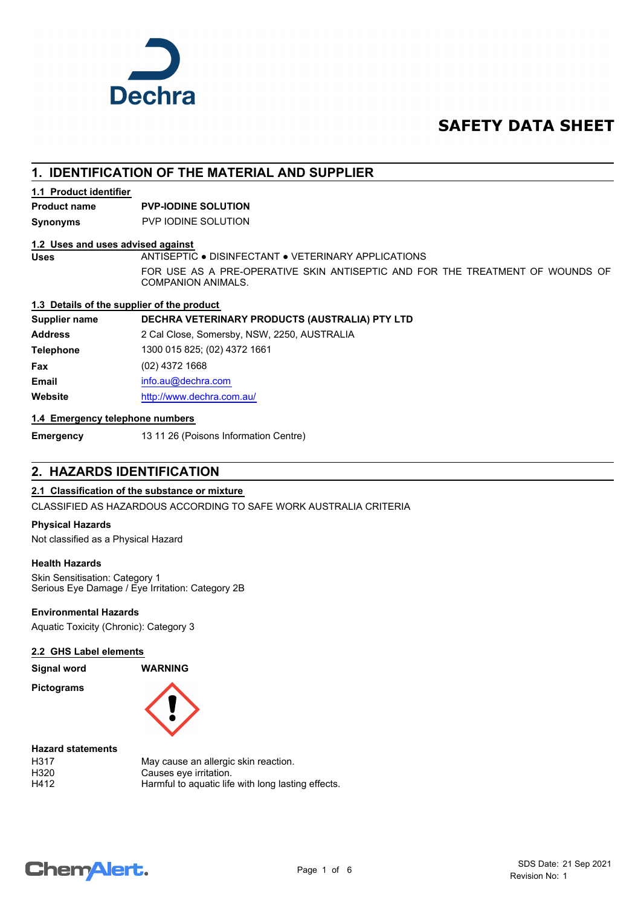Dechra

# SAFETY DATA SHEET

## 1. IDENTIFICATION OF THE MATERIAL AND SUPPLIER

### 1.1 Product identifier

**Product name** **PVP-IODINE SOLUTION**

**Synonyms** PVP IODINE SOLUTION

### 1.2 Uses and uses advised against

**Uses** ANTISEPTIC ● DISINFECTANT ● VETERINARY APPLICATIONS

FOR USE AS A PRE-OPERATIVE SKIN ANTISEPTIC AND FOR THE TREATMENT OF WOUNDS OF COMPANION ANIMALS.

### 1.3 Details of the supplier of the product

**Supplier name** **DECHRA VETERINARY PRODUCTS (AUSTRALIA) PTY LTD**

**Address** 2 Cal Close, Somersby, NSW, 2250, AUSTRALIA

**Telephone** 1300 015 825; (02) 4372 1661

**Fax** (02) 4372 1668

**Email** info.au@dechra.com

**Website** http://www.dechra.com.au/

### 1.4 Emergency telephone numbers

**Emergency** 13 11 26 (Poisons Information Centre)

## 2. HAZARDS IDENTIFICATION

### 2.1 Classification of the substance or mixture

CLASSIFIED AS HAZARDOUS ACCORDING TO SAFE WORK AUSTRALIA CRITERIA

**Physical Hazards**

Not classified as a Physical Hazard

**Health Hazards**

Skin Sensitisation: Category 1
Serious Eye Damage / Eye Irritation: Category 2B

**Environmental Hazards**

Aquatic Toxicity (Chronic): Category 3

### 2.2 GHS Label elements

**Signal word** **WARNING**

**Pictograms**

**Hazard statements**

| | |
|---|---|
| H317 | May cause an allergic skin reaction. |
| H320 | Causes eye irritation. |
| H412 | Harmful to aquatic life with long lasting effects. |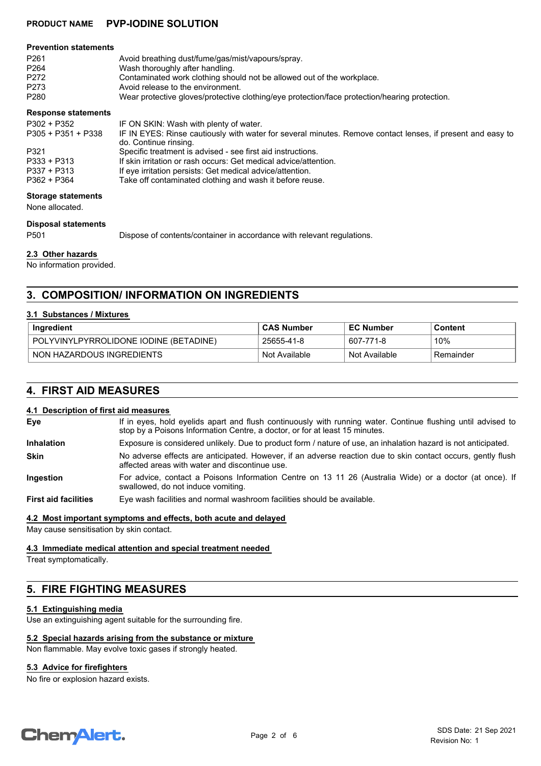**Prevention statements**

| | |
|---|---|
| P261 | Avoid breathing dust/fume/gas/mist/vapours/spray. |
| P264 | Wash thoroughly after handling. |
| P272 | Contaminated work clothing should not be allowed out of the workplace. |
| P273 | Avoid release to the environment. |
| P280 | Wear protective gloves/protective clothing/eye protection/face protection/hearing protection. |

**Response statements**

| | |
|---|---|
| P302 + P352 | IF ON SKIN: Wash with plenty of water. |
| P305 + P351 + P338 | IF IN EYES: Rinse cautiously with water for several minutes. Remove contact lenses, if present and easy to do. Continue rinsing. |
| P321 | Specific treatment is advised - see first aid instructions. |
| P333 + P313 | If skin irritation or rash occurs: Get medical advice/attention. |
| P337 + P313 | If eye irritation persists: Get medical advice/attention. |
| P362 + P364 | Take off contaminated clothing and wash it before reuse. |

**Storage statements**

None allocated.

**Disposal statements**

| | |
|---|---|
| P501 | Dispose of contents/container in accordance with relevant regulations. |

### 2.3 Other hazards

No information provided.

## 3. COMPOSITION/ INFORMATION ON INGREDIENTS

### 3.1 Substances / Mixtures

| Ingredient | CAS Number | EC Number | Content |
|---|---|---|---|
| POLYVINYLPYRROLIDONE IODINE (BETADINE) | 25655-41-8 | 607-771-8 | 10% |
| NON HAZARDOUS INGREDIENTS | Not Available | Not Available | Remainder |

## 4. FIRST AID MEASURES

### 4.1 Description of first aid measures

**Eye**
If in eyes, hold eyelids apart and flush continuously with running water. Continue flushing until advised to stop by a Poisons Information Centre, a doctor, or for at least 15 minutes.

**Inhalation**
Exposure is considered unlikely. Due to product form / nature of use, an inhalation hazard is not anticipated.

**Skin**
No adverse effects are anticipated. However, if an adverse reaction due to skin contact occurs, gently flush affected areas with water and discontinue use.

**Ingestion**
For advice, contact a Poisons Information Centre on 13 11 26 (Australia Wide) or a doctor (at once). If swallowed, do not induce vomiting.

**First aid facilities**
Eye wash facilities and normal washroom facilities should be available.

### 4.2 Most important symptoms and effects, both acute and delayed

May cause sensitisation by skin contact.

### 4.3 Immediate medical attention and special treatment needed

Treat symptomatically.

## 5. FIRE FIGHTING MEASURES

### 5.1 Extinguishing media

Use an extinguishing agent suitable for the surrounding fire.

### 5.2 Special hazards arising from the substance or mixture

Non flammable. May evolve toxic gases if strongly heated.

### 5.3 Advice for firefighters

No fire or explosion hazard exists.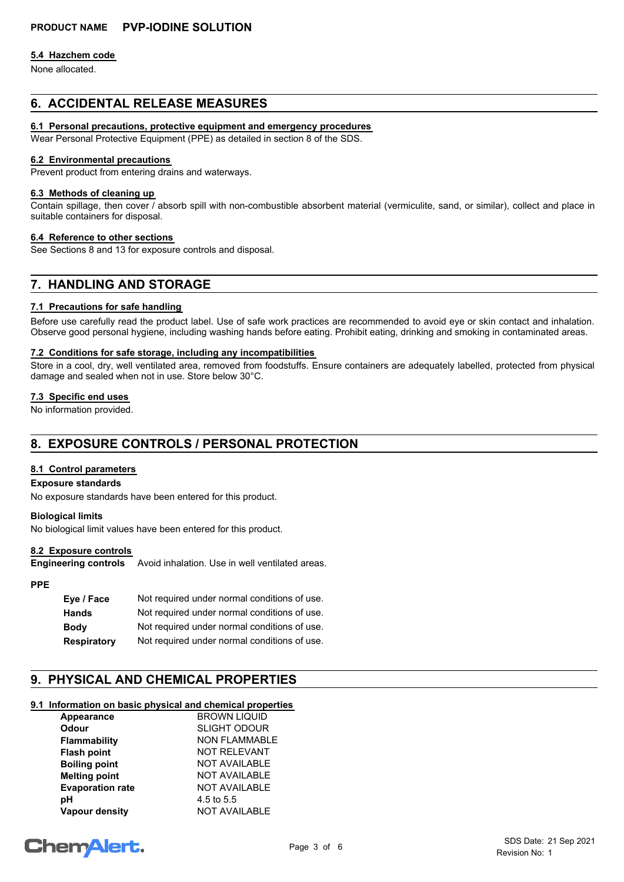#### 5.4 Hazchem code

None allocated.

## 6. ACCIDENTAL RELEASE MEASURES

#### 6.1 Personal precautions, protective equipment and emergency procedures

Wear Personal Protective Equipment (PPE) as detailed in section 8 of the SDS.

#### 6.2 Environmental precautions

Prevent product from entering drains and waterways.

#### 6.3 Methods of cleaning up

Contain spillage, then cover / absorb spill with non-combustible absorbent material (vermiculite, sand, or similar), collect and place in suitable containers for disposal.

#### 6.4 Reference to other sections

See Sections 8 and 13 for exposure controls and disposal.

## 7. HANDLING AND STORAGE

#### 7.1 Precautions for safe handling

Before use carefully read the product label. Use of safe work practices are recommended to avoid eye or skin contact and inhalation. Observe good personal hygiene, including washing hands before eating. Prohibit eating, drinking and smoking in contaminated areas.

#### 7.2 Conditions for safe storage, including any incompatibilities

Store in a cool, dry, well ventilated area, removed from foodstuffs. Ensure containers are adequately labelled, protected from physical damage and sealed when not in use. Store below 30°C.

#### 7.3 Specific end uses

No information provided.

## 8. EXPOSURE CONTROLS / PERSONAL PROTECTION

#### 8.1 Control parameters

**Exposure standards**

No exposure standards have been entered for this product.

**Biological limits**

No biological limit values have been entered for this product.

#### 8.2 Exposure controls

**Engineering controls** Avoid inhalation. Use in well ventilated areas.

**PPE**

| | |
|---|---|
| **Eye / Face** | Not required under normal conditions of use. |
| **Hands** | Not required under normal conditions of use. |
| **Body** | Not required under normal conditions of use. |
| **Respiratory** | Not required under normal conditions of use. |

## 9. PHYSICAL AND CHEMICAL PROPERTIES

#### 9.1 Information on basic physical and chemical properties

| | |
|---|---|
| **Appearance** | BROWN LIQUID |
| **Odour** | SLIGHT ODOUR |
| **Flammability** | NON FLAMMABLE |
| **Flash point** | NOT RELEVANT |
| **Boiling point** | NOT AVAILABLE |
| **Melting point** | NOT AVAILABLE |
| **Evaporation rate** | NOT AVAILABLE |
| **pH** | 4.5 to 5.5 |
| **Vapour density** | NOT AVAILABLE |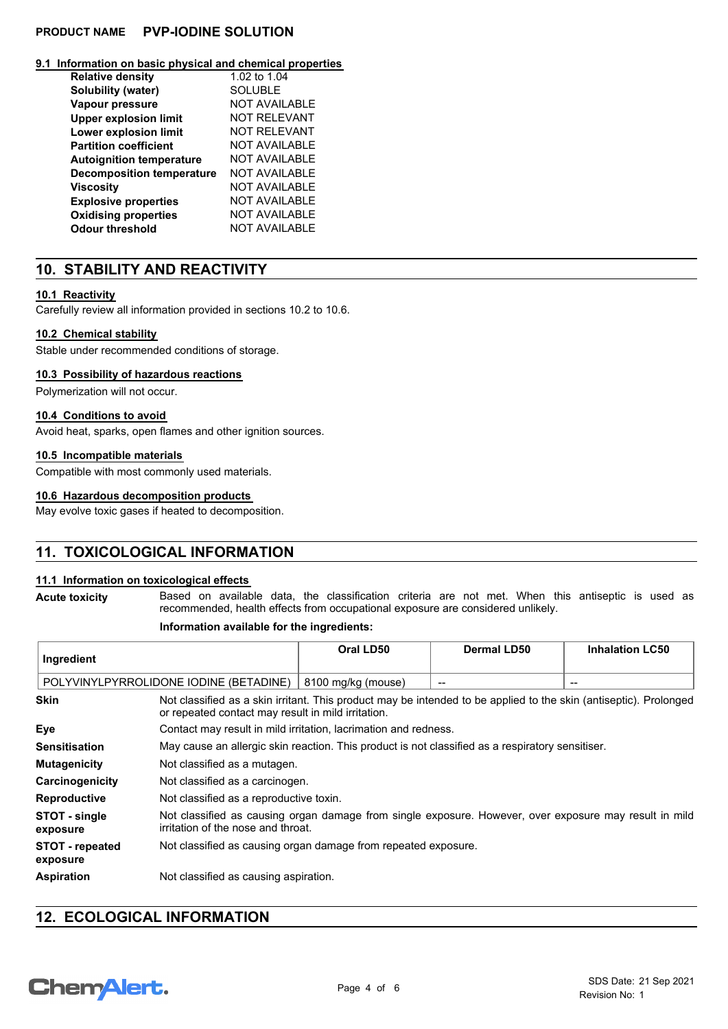### 9.1 Information on basic physical and chemical properties

| | |
|---|---|
| **Relative density** | 1.02 to 1.04 |
| **Solubility (water)** | SOLUBLE |
| **Vapour pressure** | NOT AVAILABLE |
| **Upper explosion limit** | NOT RELEVANT |
| **Lower explosion limit** | NOT RELEVANT |
| **Partition coefficient** | NOT AVAILABLE |
| **Autoignition temperature** | NOT AVAILABLE |
| **Decomposition temperature** | NOT AVAILABLE |
| **Viscosity** | NOT AVAILABLE |
| **Explosive properties** | NOT AVAILABLE |
| **Oxidising properties** | NOT AVAILABLE |
| **Odour threshold** | NOT AVAILABLE |

## 10. STABILITY AND REACTIVITY

### 10.1 Reactivity

Carefully review all information provided in sections 10.2 to 10.6.

### 10.2 Chemical stability

Stable under recommended conditions of storage.

### 10.3 Possibility of hazardous reactions

Polymerization will not occur.

### 10.4 Conditions to avoid

Avoid heat, sparks, open flames and other ignition sources.

### 10.5 Incompatible materials

Compatible with most commonly used materials.

### 10.6 Hazardous decomposition products

May evolve toxic gases if heated to decomposition.

## 11. TOXICOLOGICAL INFORMATION

### 11.1 Information on toxicological effects

**Acute toxicity** Based on available data, the classification criteria are not met. When this antiseptic is used as recommended, health effects from occupational exposure are considered unlikely.

**Information available for the ingredients:**

| Ingredient | Oral LD50 | Dermal LD50 | Inhalation LC50 |
|---|---|---|---|
| POLYVINYLPYRROLIDONE IODINE (BETADINE) | 8100 mg/kg (mouse) | -- | -- |

**Skin** Not classified as a skin irritant. This product may be intended to be applied to the skin (antiseptic). Prolonged or repeated contact may result in mild irritation.

**Eye** Contact may result in mild irritation, lacrimation and redness.

**Sensitisation** May cause an allergic skin reaction. This product is not classified as a respiratory sensitiser.

**Mutagenicity** Not classified as a mutagen.

**Carcinogenicity** Not classified as a carcinogen.

**Reproductive** Not classified as a reproductive toxin.

**STOT - single exposure** Not classified as causing organ damage from single exposure. However, over exposure may result in mild irritation of the nose and throat.

**STOT - repeated exposure** Not classified as causing organ damage from repeated exposure.

**Aspiration** Not classified as causing aspiration.

## 12. ECOLOGICAL INFORMATION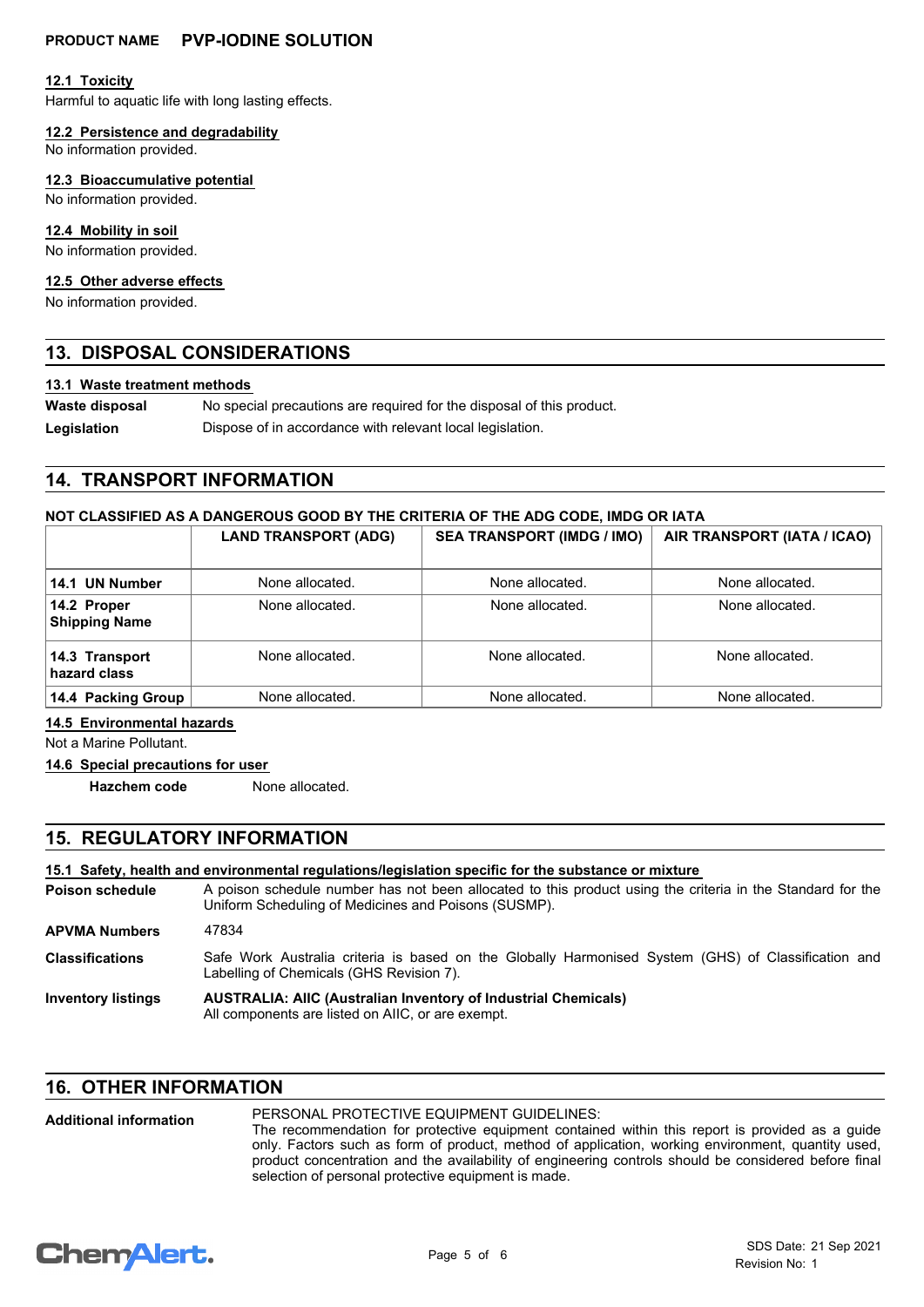#### 12.1 Toxicity

Harmful to aquatic life with long lasting effects.

#### 12.2 Persistence and degradability

No information provided.

#### 12.3 Bioaccumulative potential

No information provided.

#### 12.4 Mobility in soil

No information provided.

#### 12.5 Other adverse effects

No information provided.

## 13. DISPOSAL CONSIDERATIONS

#### 13.1 Waste treatment methods

**Waste disposal** No special precautions are required for the disposal of this product.

**Legislation** Dispose of in accordance with relevant local legislation.

## 14. TRANSPORT INFORMATION

**NOT CLASSIFIED AS A DANGEROUS GOOD BY THE CRITERIA OF THE ADG CODE, IMDG OR IATA**

| | LAND TRANSPORT (ADG) | SEA TRANSPORT (IMDG / IMO) | AIR TRANSPORT (IATA / ICAO) |
|---|---|---|---|
| **14.1 UN Number** | None allocated. | None allocated. | None allocated. |
| **14.2 Proper Shipping Name** | None allocated. | None allocated. | None allocated. |
| **14.3 Transport hazard class** | None allocated. | None allocated. | None allocated. |
| **14.4 Packing Group** | None allocated. | None allocated. | None allocated. |

#### 14.5 Environmental hazards

Not a Marine Pollutant.

#### 14.6 Special precautions for user

**Hazchem code** None allocated.

## 15. REGULATORY INFORMATION

#### 15.1 Safety, health and environmental regulations/legislation specific for the substance or mixture

**Poison schedule** A poison schedule number has not been allocated to this product using the criteria in the Standard for the Uniform Scheduling of Medicines and Poisons (SUSMP).

**APVMA Numbers** 47834

**Classifications** Safe Work Australia criteria is based on the Globally Harmonised System (GHS) of Classification and Labelling of Chemicals (GHS Revision 7).

**Inventory listings** **AUSTRALIA: AIIC (Australian Inventory of Industrial Chemicals)**
All components are listed on AIIC, or are exempt.

## 16. OTHER INFORMATION

**Additional information** PERSONAL PROTECTIVE EQUIPMENT GUIDELINES:
The recommendation for protective equipment contained within this report is provided as a guide only. Factors such as form of product, method of application, working environment, quantity used, product concentration and the availability of engineering controls should be considered before final selection of personal protective equipment is made.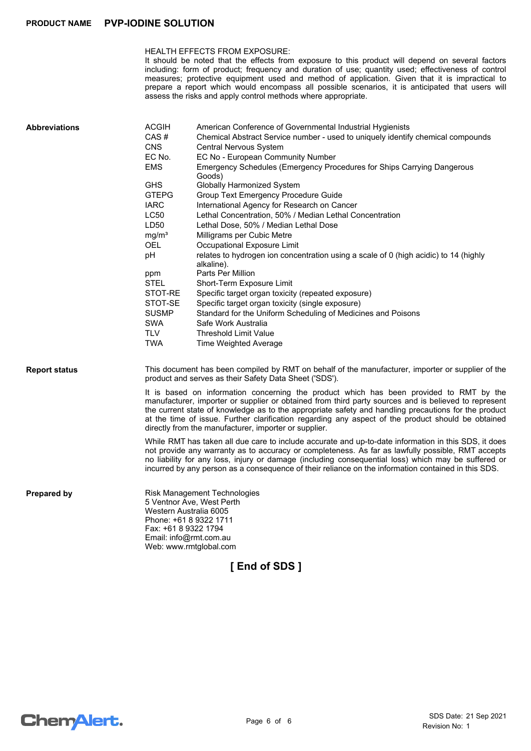HEALTH EFFECTS FROM EXPOSURE:
It should be noted that the effects from exposure to this product will depend on several factors including: form of product; frequency and duration of use; quantity used; effectiveness of control measures; protective equipment used and method of application. Given that it is impractical to prepare a report which would encompass all possible scenarios, it is anticipated that users will assess the risks and apply control methods where appropriate.

**Abbreviations**

| | |
|---|---|
| ACGIH | American Conference of Governmental Industrial Hygienists |
| CAS # | Chemical Abstract Service number - used to uniquely identify chemical compounds |
| CNS | Central Nervous System |
| EC No. | EC No - European Community Number |
| EMS | Emergency Schedules (Emergency Procedures for Ships Carrying Dangerous Goods) |
| GHS | Globally Harmonized System |
| GTEPG | Group Text Emergency Procedure Guide |
| IARC | International Agency for Research on Cancer |
| LC50 | Lethal Concentration, 50% / Median Lethal Concentration |
| LD50 | Lethal Dose, 50% / Median Lethal Dose |
| $mg/m^3$ | Milligrams per Cubic Metre |
| OEL | Occupational Exposure Limit |
| pH | relates to hydrogen ion concentration using a scale of 0 (high acidic) to 14 (highly alkaline). |
| ppm | Parts Per Million |
| STEL | Short-Term Exposure Limit |
| STOT-RE | Specific target organ toxicity (repeated exposure) |
| STOT-SE | Specific target organ toxicity (single exposure) |
| SUSMP | Standard for the Uniform Scheduling of Medicines and Poisons |
| SWA | Safe Work Australia |
| TLV | Threshold Limit Value |
| TWA | Time Weighted Average |

**Report status**

This document has been compiled by RMT on behalf of the manufacturer, importer or supplier of the product and serves as their Safety Data Sheet ('SDS').

It is based on information concerning the product which has been provided to RMT by the manufacturer, importer or supplier or obtained from third party sources and is believed to represent the current state of knowledge as to the appropriate safety and handling precautions for the product at the time of issue. Further clarification regarding any aspect of the product should be obtained directly from the manufacturer, importer or supplier.

While RMT has taken all due care to include accurate and up-to-date information in this SDS, it does not provide any warranty as to accuracy or completeness. As far as lawfully possible, RMT accepts no liability for any loss, injury or damage (including consequential loss) which may be suffered or incurred by any person as a consequence of their reliance on the information contained in this SDS.

**Prepared by**

Risk Management Technologies
5 Ventnor Ave, West Perth
Western Australia 6005
Phone: +61 8 9322 1711
Fax: +61 8 9322 1794
Email: info@rmt.com.au
Web: www.rmtglobal.com

**[ End of SDS ]**